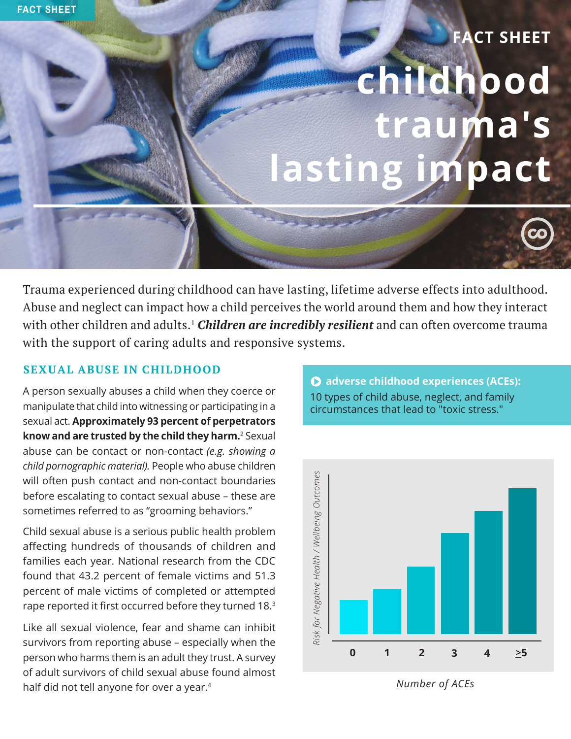FACT SHEET

# childhood trauma's lasting impact

Trauma experienced during childhood can have lasting, lifetime adverse effects into adulthood. Abuse and neglect can impact how a child perceives the world around them and how they interact with other children and adults.[1] ***Children are incredibly resilient*** and can often overcome trauma with the support of caring adults and responsive systems.

## SEXUAL ABUSE IN CHILDHOOD

A person sexually abuses a child when they coerce or manipulate that child into witnessing or participating in a sexual act. **Approximately 93 percent of perpetrators know and are trusted by the child they harm.**[2] Sexual abuse can be contact or non-contact *(e.g. showing a child pornographic material).* People who abuse children will often push contact and non-contact boundaries before escalating to contact sexual abuse – these are sometimes referred to as "grooming behaviors."

Child sexual abuse is a serious public health problem affecting hundreds of thousands of children and families each year. National research from the CDC found that 43.2 percent of female victims and 51.3 percent of male victims of completed or attempted rape reported it first occurred before they turned 18.[3]

Like all sexual violence, fear and shame can inhibit survivors from reporting abuse – especially when the person who harms them is an adult they trust. A survey of adult survivors of child sexual abuse found almost half did not tell anyone for over a year.[4]

**adverse childhood experiences (ACEs):**
10 types of child abuse, neglect, and family circumstances that lead to "toxic stress."

*Risk for Negative Health / Wellbeing Outcomes*

0 | 1 | 2 | 3 | 4 | ≥5

*Number of ACEs*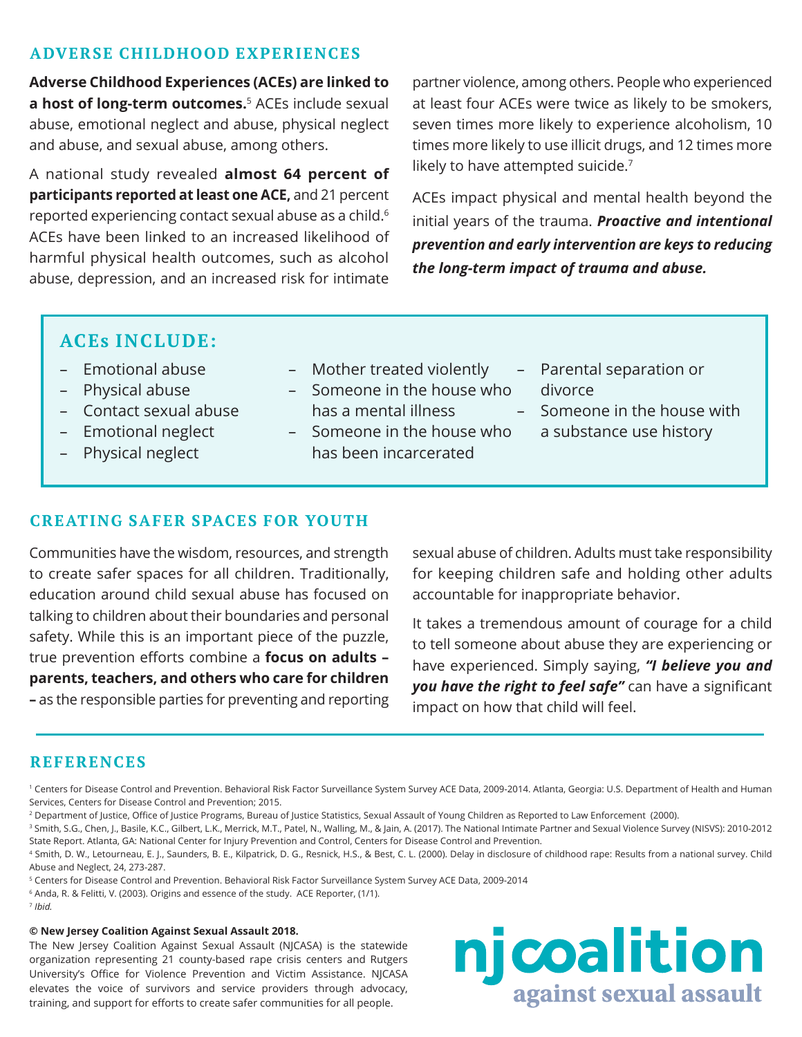## ADVERSE CHILDHOOD EXPERIENCES

**Adverse Childhood Experiences (ACEs) are linked to a host of long-term outcomes.**[5] ACEs include sexual abuse, emotional neglect and abuse, physical neglect and abuse, and sexual abuse, among others.

A national study revealed **almost 64 percent of participants reported at least one ACE,** and 21 percent reported experiencing contact sexual abuse as a child.[6] ACEs have been linked to an increased likelihood of harmful physical health outcomes, such as alcohol abuse, depression, and an increased risk for intimate partner violence, among others. People who experienced at least four ACEs were twice as likely to be smokers, seven times more likely to experience alcoholism, 10 times more likely to use illicit drugs, and 12 times more likely to have attempted suicide.[7]

ACEs impact physical and mental health beyond the initial years of the trauma. ***Proactive and intentional prevention and early intervention are keys to reducing the long-term impact of trauma and abuse.***

### ACEs INCLUDE:

- Emotional abuse
- Physical abuse
- Contact sexual abuse
- Emotional neglect
- Physical neglect
- Mother treated violently
- Someone in the house who has a mental illness
- Someone in the house who has been incarcerated
- Parental separation or divorce
- Someone in the house with a substance use history

## CREATING SAFER SPACES FOR YOUTH

Communities have the wisdom, resources, and strength to create safer spaces for all children. Traditionally, education around child sexual abuse has focused on talking to children about their boundaries and personal safety. While this is an important piece of the puzzle, true prevention efforts combine a **focus on adults – parents, teachers, and others who care for children –** as the responsible parties for preventing and reporting sexual abuse of children. Adults must take responsibility for keeping children safe and holding other adults accountable for inappropriate behavior.

It takes a tremendous amount of courage for a child to tell someone about abuse they are experiencing or have experienced. Simply saying, ***"I believe you and you have the right to feel safe"*** can have a significant impact on how that child will feel.

## REFERENCES

[1] Centers for Disease Control and Prevention. Behavioral Risk Factor Surveillance System Survey ACE Data, 2009-2014. Atlanta, Georgia: U.S. Department of Health and Human Services, Centers for Disease Control and Prevention; 2015.

[2] Department of Justice, Office of Justice Programs, Bureau of Justice Statistics, Sexual Assault of Young Children as Reported to Law Enforcement (2000).

[3] Smith, S.G., Chen, J., Basile, K.C., Gilbert, L.K., Merrick, M.T., Patel, N., Walling, M., & Jain, A. (2017). The National Intimate Partner and Sexual Violence Survey (NISVS): 2010-2012 State Report. Atlanta, GA: National Center for Injury Prevention and Control, Centers for Disease Control and Prevention.

[4] Smith, D. W., Letourneau, E. J., Saunders, B. E., Kilpatrick, D. G., Resnick, H.S., & Best, C. L. (2000). Delay in disclosure of childhood rape: Results from a national survey. Child Abuse and Neglect, 24, 273-287.

[5] Centers for Disease Control and Prevention. Behavioral Risk Factor Surveillance System Survey ACE Data, 2009-2014

[6] Anda, R. & Felitti, V. (2003). Origins and essence of the study. ACE Reporter, (1/1).

[7] *Ibid.*

**© New Jersey Coalition Against Sexual Assault 2018.**

The New Jersey Coalition Against Sexual Assault (NJCASA) is the statewide organization representing 21 county-based rape crisis centers and Rutgers University's Office for Violence Prevention and Victim Assistance. NJCASA elevates the voice of survivors and service providers through advocacy, training, and support for efforts to create safer communities for all people.

njcoalition against sexual assault